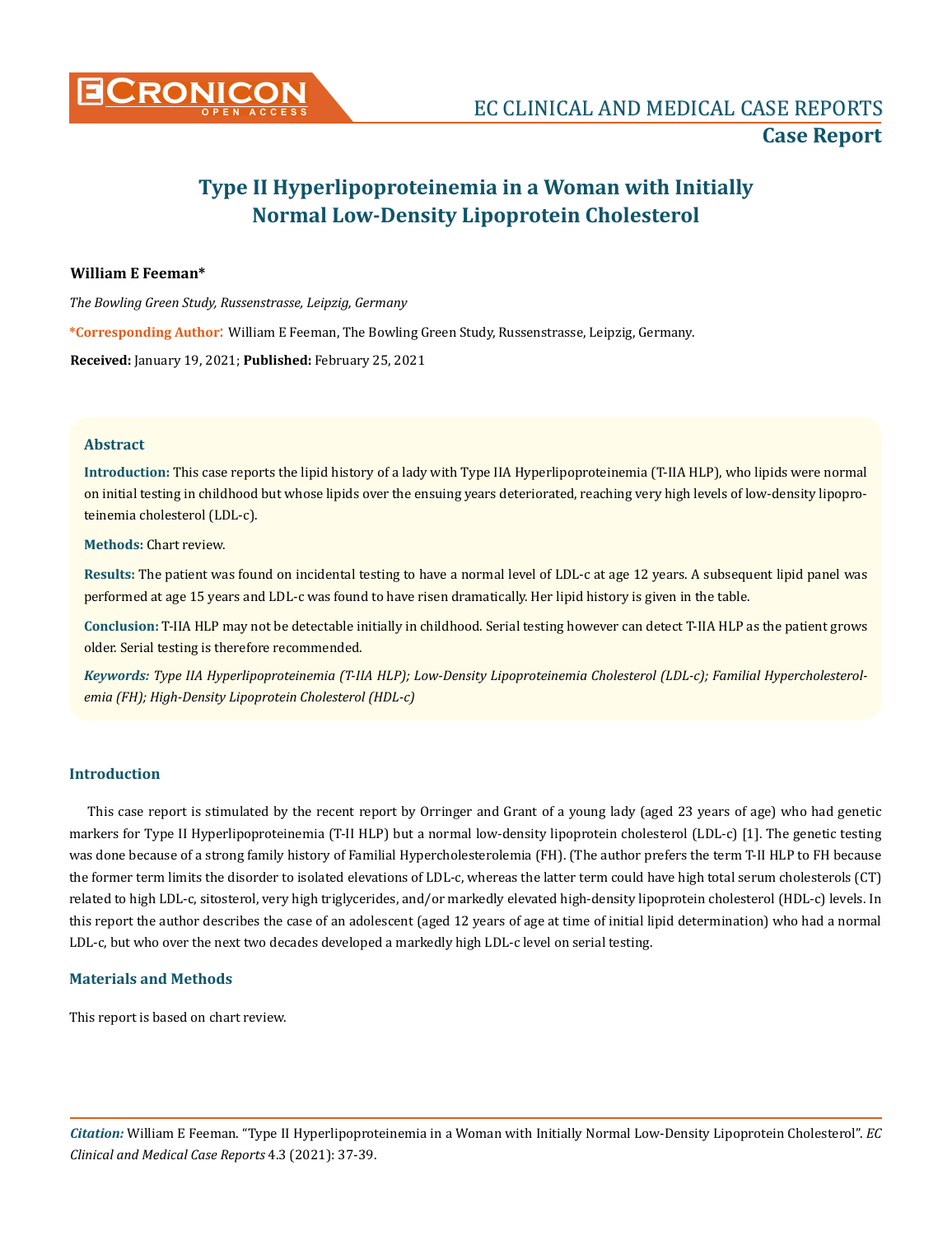# Type II Hyperlipoproteinemia in a Woman with Initially Normal Low-Density Lipoprotein Cholesterol

**William E Feeman***

*The Bowling Green Study, Russenstrasse, Leipzig, Germany*

**\*Corresponding Author:** William E Feeman, The Bowling Green Study, Russenstrasse, Leipzig, Germany.

**Received:** January 19, 2021; **Published:** February 25, 2021

## Abstract

**Introduction:** This case reports the lipid history of a lady with Type IIA Hyperlipoproteinemia (T-IIA HLP), who lipids were normal on initial testing in childhood but whose lipids over the ensuing years deteriorated, reaching very high levels of low-density lipoproteinemia cholesterol (LDL-c).

**Methods:** Chart review.

**Results:** The patient was found on incidental testing to have a normal level of LDL-c at age 12 years. A subsequent lipid panel was performed at age 15 years and LDL-c was found to have risen dramatically. Her lipid history is given in the table.

**Conclusion:** T-IIA HLP may not be detectable initially in childhood. Serial testing however can detect T-IIA HLP as the patient grows older. Serial testing is therefore recommended.

***Keywords:*** *Type IIA Hyperlipoproteinemia (T-IIA HLP); Low-Density Lipoproteinemia Cholesterol (LDL-c); Familial Hypercholesterolemia (FH); High-Density Lipoprotein Cholesterol (HDL-c)*

## Introduction

This case report is stimulated by the recent report by Orringer and Grant of a young lady (aged 23 years of age) who had genetic markers for Type II Hyperlipoproteinemia (T-II HLP) but a normal low-density lipoprotein cholesterol (LDL-c) [1]. The genetic testing was done because of a strong family history of Familial Hypercholesterolemia (FH). (The author prefers the term T-II HLP to FH because the former term limits the disorder to isolated elevations of LDL-c, whereas the latter term could have high total serum cholesterols (CT) related to high LDL-c, sitosterol, very high triglycerides, and/or markedly elevated high-density lipoprotein cholesterol (HDL-c) levels. In this report the author describes the case of an adolescent (aged 12 years of age at time of initial lipid determination) who had a normal LDL-c, but who over the next two decades developed a markedly high LDL-c level on serial testing.

## Materials and Methods

This report is based on chart review.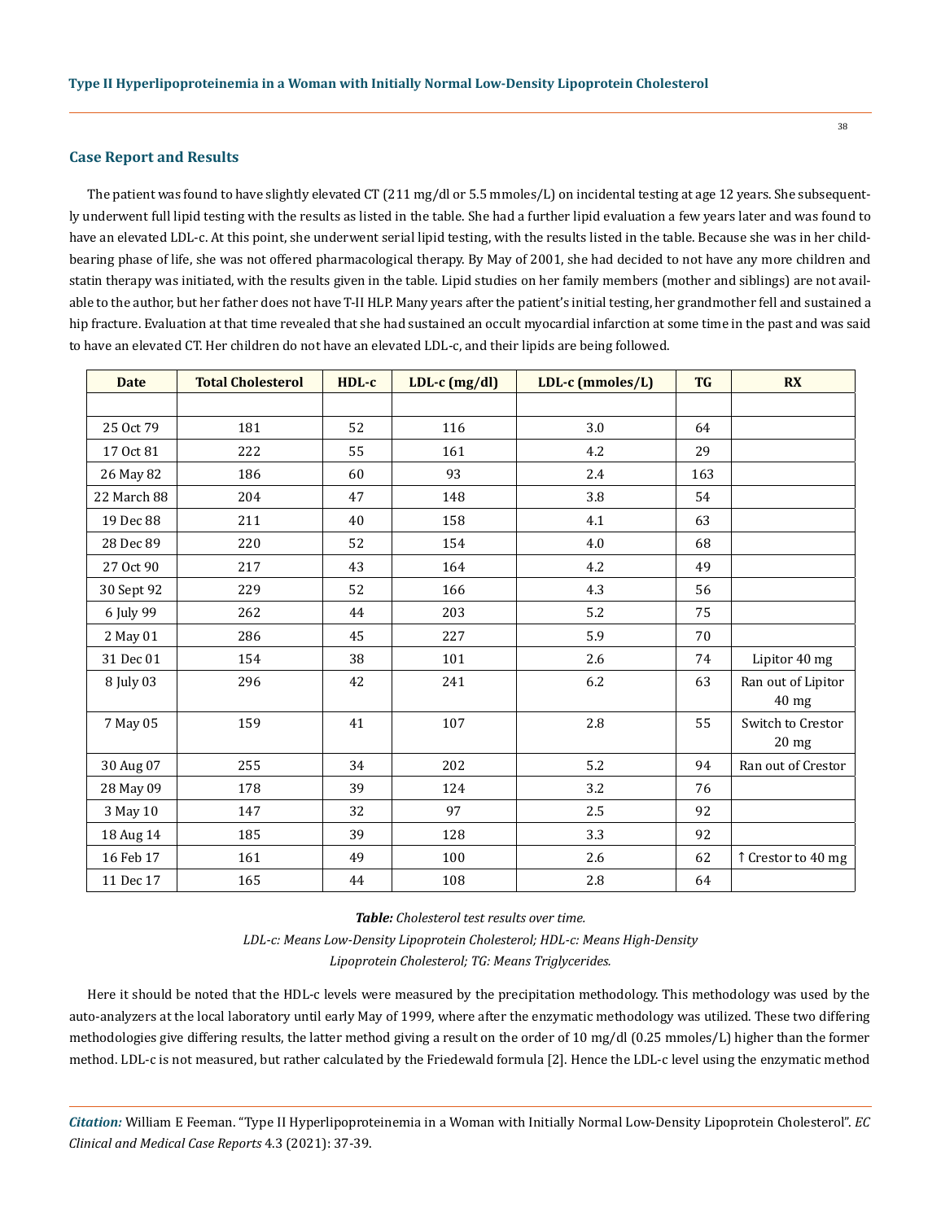## Case Report and Results

The patient was found to have slightly elevated CT (211 mg/dl or 5.5 mmoles/L) on incidental testing at age 12 years. She subsequently underwent full lipid testing with the results as listed in the table. She had a further lipid evaluation a few years later and was found to have an elevated LDL-c. At this point, she underwent serial lipid testing, with the results listed in the table. Because she was in her child-bearing phase of life, she was not offered pharmacological therapy. By May of 2001, she had decided to not have any more children and statin therapy was initiated, with the results given in the table. Lipid studies on her family members (mother and siblings) are not available to the author, but her father does not have T-II HLP. Many years after the patient's initial testing, her grandmother fell and sustained a hip fracture. Evaluation at that time revealed that she had sustained an occult myocardial infarction at some time in the past and was said to have an elevated CT. Her children do not have an elevated LDL-c, and their lipids are being followed.

| Date | Total Cholesterol | HDL-c | LDL-c (mg/dl) | LDL-c (mmoles/L) | TG | RX |
|---|---|---|---|---|---|---|
| | | | | | | |
| 25 Oct 79 | 181 | 52 | 116 | 3.0 | 64 | |
| 17 Oct 81 | 222 | 55 | 161 | 4.2 | 29 | |
| 26 May 82 | 186 | 60 | 93 | 2.4 | 163 | |
| 22 March 88 | 204 | 47 | 148 | 3.8 | 54 | |
| 19 Dec 88 | 211 | 40 | 158 | 4.1 | 63 | |
| 28 Dec 89 | 220 | 52 | 154 | 4.0 | 68 | |
| 27 Oct 90 | 217 | 43 | 164 | 4.2 | 49 | |
| 30 Sept 92 | 229 | 52 | 166 | 4.3 | 56 | |
| 6 July 99 | 262 | 44 | 203 | 5.2 | 75 | |
| 2 May 01 | 286 | 45 | 227 | 5.9 | 70 | |
| 31 Dec 01 | 154 | 38 | 101 | 2.6 | 74 | Lipitor 40 mg |
| 8 July 03 | 296 | 42 | 241 | 6.2 | 63 | Ran out of Lipitor 40 mg |
| 7 May 05 | 159 | 41 | 107 | 2.8 | 55 | Switch to Crestor 20 mg |
| 30 Aug 07 | 255 | 34 | 202 | 5.2 | 94 | Ran out of Crestor |
| 28 May 09 | 178 | 39 | 124 | 3.2 | 76 | |
| 3 May 10 | 147 | 32 | 97 | 2.5 | 92 | |
| 18 Aug 14 | 185 | 39 | 128 | 3.3 | 92 | |
| 16 Feb 17 | 161 | 49 | 100 | 2.6 | 62 | ↑ Crestor to 40 mg |
| 11 Dec 17 | 165 | 44 | 108 | 2.8 | 64 | |

***Table:*** *Cholesterol test results over time.*
*LDL-c: Means Low-Density Lipoprotein Cholesterol; HDL-c: Means High-Density Lipoprotein Cholesterol; TG: Means Triglycerides.*

Here it should be noted that the HDL-c levels were measured by the precipitation methodology. This methodology was used by the auto-analyzers at the local laboratory until early May of 1999, where after the enzymatic methodology was utilized. These two differing methodologies give differing results, the latter method giving a result on the order of 10 mg/dl (0.25 mmoles/L) higher than the former method. LDL-c is not measured, but rather calculated by the Friedewald formula [2]. Hence the LDL-c level using the enzymatic method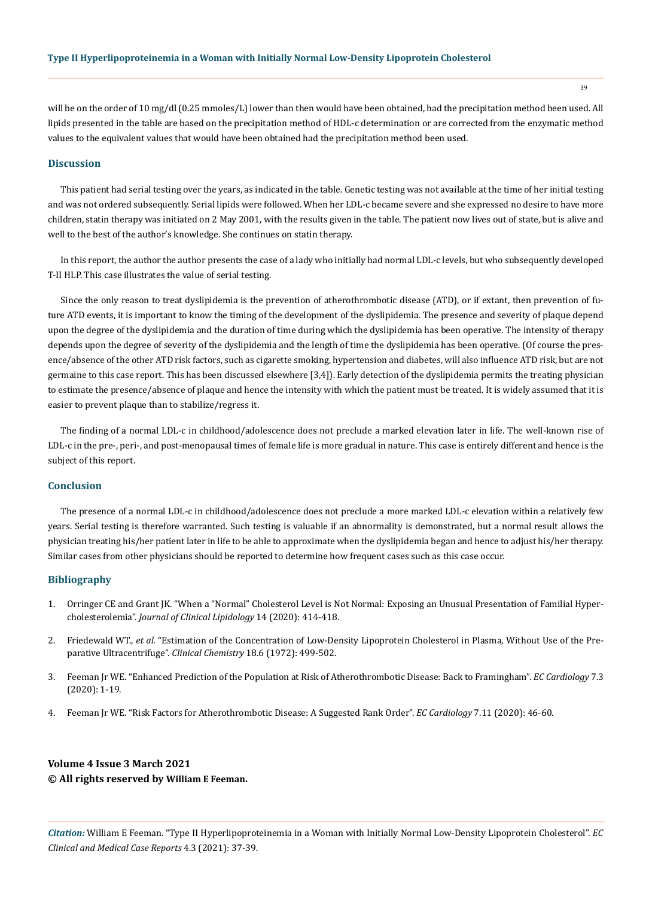will be on the order of 10 mg/dl (0.25 mmoles/L) lower than then would have been obtained, had the precipitation method been used. All lipids presented in the table are based on the precipitation method of HDL-c determination or are corrected from the enzymatic method values to the equivalent values that would have been obtained had the precipitation method been used.

## Discussion

This patient had serial testing over the years, as indicated in the table. Genetic testing was not available at the time of her initial testing and was not ordered subsequently. Serial lipids were followed. When her LDL-c became severe and she expressed no desire to have more children, statin therapy was initiated on 2 May 2001, with the results given in the table. The patient now lives out of state, but is alive and well to the best of the author's knowledge. She continues on statin therapy.

In this report, the author the author presents the case of a lady who initially had normal LDL-c levels, but who subsequently developed T-II HLP. This case illustrates the value of serial testing.

Since the only reason to treat dyslipidemia is the prevention of atherothrombotic disease (ATD), or if extant, then prevention of future ATD events, it is important to know the timing of the development of the dyslipidemia. The presence and severity of plaque depend upon the degree of the dyslipidemia and the duration of time during which the dyslipidemia has been operative. The intensity of therapy depends upon the degree of severity of the dyslipidemia and the length of time the dyslipidemia has been operative. (Of course the presence/absence of the other ATD risk factors, such as cigarette smoking, hypertension and diabetes, will also influence ATD risk, but are not germaine to this case report. This has been discussed elsewhere [3,4]). Early detection of the dyslipidemia permits the treating physician to estimate the presence/absence of plaque and hence the intensity with which the patient must be treated. It is widely assumed that it is easier to prevent plaque than to stabilize/regress it.

The finding of a normal LDL-c in childhood/adolescence does not preclude a marked elevation later in life. The well-known rise of LDL-c in the pre-, peri-, and post-menopausal times of female life is more gradual in nature. This case is entirely different and hence is the subject of this report.

## Conclusion

The presence of a normal LDL-c in childhood/adolescence does not preclude a more marked LDL-c elevation within a relatively few years. Serial testing is therefore warranted. Such testing is valuable if an abnormality is demonstrated, but a normal result allows the physician treating his/her patient later in life to be able to approximate when the dyslipidemia began and hence to adjust his/her therapy. Similar cases from other physicians should be reported to determine how frequent cases such as this case occur.

## Bibliography

1. Orringer CE and Grant JK. "When a "Normal" Cholesterol Level is Not Normal: Exposing an Unusual Presentation of Familial Hypercholesterolemia". *Journal of Clinical Lipidology* 14 (2020): 414-418.
2. Friedewald WT., *et al*. "Estimation of the Concentration of Low-Density Lipoprotein Cholesterol in Plasma, Without Use of the Preparative Ultracentrifuge". *Clinical Chemistry* 18.6 (1972): 499-502.
3. Feeman Jr WE. "Enhanced Prediction of the Population at Risk of Atherothrombotic Disease: Back to Framingham". *EC Cardiology* 7.3 (2020): 1-19.
4. Feeman Jr WE. "Risk Factors for Atherothrombotic Disease: A Suggested Rank Order". *EC Cardiology* 7.11 (2020): 46-60.

**Volume 4 Issue 3 March 2021**
**© All rights reserved by William E Feeman.**